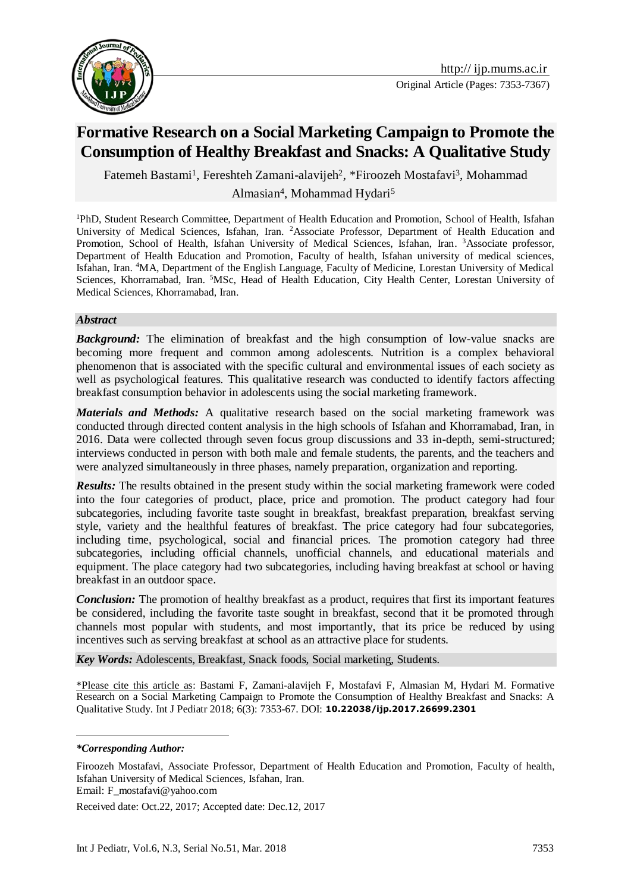http:// ijp.mums.ac.ir

Original Article (Pages: 7353-7367)

# Formative Research on a Social Marketing Campaign to Promote the Consumption of Healthy Breakfast and Snacks: A Qualitative Study

Fatemeh Bastami[1], Fereshteh Zamani-alavijeh[2], *Firoozeh Mostafavi[3], Mohammad Almasian[4], Mohammad Hydari[5]

[1]PhD, Student Research Committee, Department of Health Education and Promotion, School of Health, Isfahan University of Medical Sciences, Isfahan, Iran. [2]Associate Professor, Department of Health Education and Promotion, School of Health, Isfahan University of Medical Sciences, Isfahan, Iran. [3]Associate professor, Department of Health Education and Promotion, Faculty of health, Isfahan university of medical sciences, Isfahan, Iran. [4]MA, Department of the English Language, Faculty of Medicine, Lorestan University of Medical Sciences, Khorramabad, Iran. [5]MSc, Head of Health Education, City Health Center, Lorestan University of Medical Sciences, Khorramabad, Iran.

### *Abstract*

***Background:*** The elimination of breakfast and the high consumption of low-value snacks are becoming more frequent and common among adolescents. Nutrition is a complex behavioral phenomenon that is associated with the specific cultural and environmental issues of each society as well as psychological features. This qualitative research was conducted to identify factors affecting breakfast consumption behavior in adolescents using the social marketing framework.

***Materials and Methods:*** A qualitative research based on the social marketing framework was conducted through directed content analysis in the high schools of Isfahan and Khorramabad, Iran, in 2016. Data were collected through seven focus group discussions and 33 in-depth, semi-structured; interviews conducted in person with both male and female students, the parents, and the teachers and were analyzed simultaneously in three phases, namely preparation, organization and reporting.

***Results:*** The results obtained in the present study within the social marketing framework were coded into the four categories of product, place, price and promotion. The product category had four subcategories, including favorite taste sought in breakfast, breakfast preparation, breakfast serving style, variety and the healthful features of breakfast. The price category had four subcategories, including time, psychological, social and financial prices. The promotion category had three subcategories, including official channels, unofficial channels, and educational materials and equipment. The place category had two subcategories, including having breakfast at school or having breakfast in an outdoor space.

***Conclusion:*** The promotion of healthy breakfast as a product, requires that first its important features be considered, including the favorite taste sought in breakfast, second that it be promoted through channels most popular with students, and most importantly, that its price be reduced by using incentives such as serving breakfast at school as an attractive place for students.

***Key Words:*** Adolescents, Breakfast, Snack foods, Social marketing, Students.

\*Please cite this article as: Bastami F, Zamani-alavijeh F, Mostafavi F, Almasian M, Hydari M. Formative Research on a Social Marketing Campaign to Promote the Consumption of Healthy Breakfast and Snacks: A Qualitative Study. Int J Pediatr 2018; 6(3): 7353-67. DOI: **10.22038/ijp.2017.26699.2301**

---

***\*Corresponding Author:***

Firoozeh Mostafavi, Associate Professor, Department of Health Education and Promotion, Faculty of health, Isfahan University of Medical Sciences, Isfahan, Iran.

Email: F_mostafavi@yahoo.com

Received date: Oct.22, 2017; Accepted date: Dec.12, 2017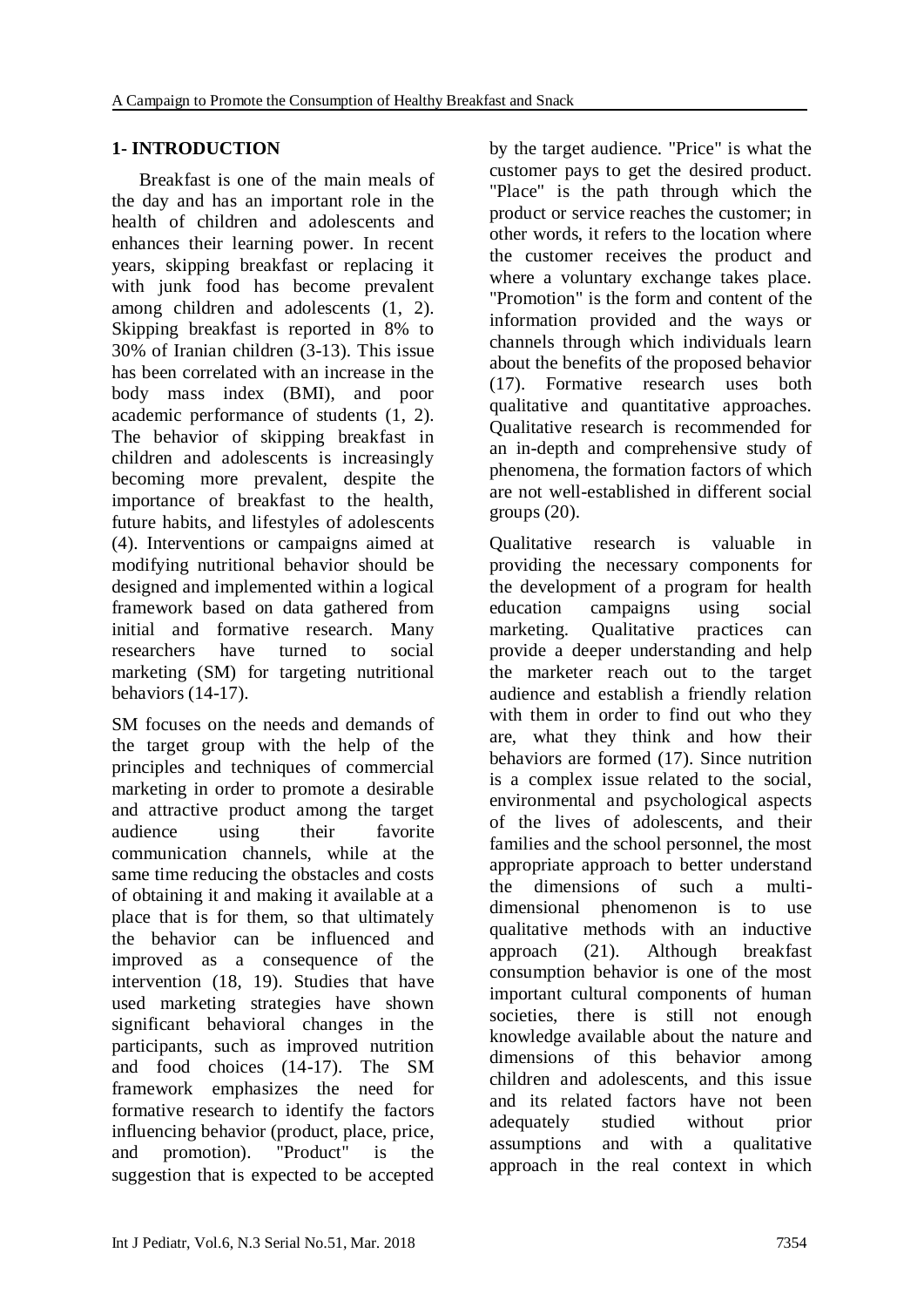## 1- INTRODUCTION

Breakfast is one of the main meals of the day and has an important role in the health of children and adolescents and enhances their learning power. In recent years, skipping breakfast or replacing it with junk food has become prevalent among children and adolescents (1, 2). Skipping breakfast is reported in 8% to 30% of Iranian children (3-13). This issue has been correlated with an increase in the body mass index (BMI), and poor academic performance of students (1, 2). The behavior of skipping breakfast in children and adolescents is increasingly becoming more prevalent, despite the importance of breakfast to the health, future habits, and lifestyles of adolescents (4). Interventions or campaigns aimed at modifying nutritional behavior should be designed and implemented within a logical framework based on data gathered from initial and formative research. Many researchers have turned to social marketing (SM) for targeting nutritional behaviors (14-17).

SM focuses on the needs and demands of the target group with the help of the principles and techniques of commercial marketing in order to promote a desirable and attractive product among the target audience using their favorite communication channels, while at the same time reducing the obstacles and costs of obtaining it and making it available at a place that is for them, so that ultimately the behavior can be influenced and improved as a consequence of the intervention (18, 19). Studies that have used marketing strategies have shown significant behavioral changes in the participants, such as improved nutrition and food choices (14-17). The SM framework emphasizes the need for formative research to identify the factors influencing behavior (product, place, price, and promotion). "Product" is the suggestion that is expected to be accepted by the target audience. "Price" is what the customer pays to get the desired product. "Place" is the path through which the product or service reaches the customer; in other words, it refers to the location where the customer receives the product and where a voluntary exchange takes place. "Promotion" is the form and content of the information provided and the ways or channels through which individuals learn about the benefits of the proposed behavior (17). Formative research uses both qualitative and quantitative approaches. Qualitative research is recommended for an in-depth and comprehensive study of phenomena, the formation factors of which are not well-established in different social groups (20).

Qualitative research is valuable in providing the necessary components for the development of a program for health education campaigns using social marketing. Qualitative practices can provide a deeper understanding and help the marketer reach out to the target audience and establish a friendly relation with them in order to find out who they are, what they think and how their behaviors are formed (17). Since nutrition is a complex issue related to the social, environmental and psychological aspects of the lives of adolescents, and their families and the school personnel, the most appropriate approach to better understand the dimensions of such a multi-dimensional phenomenon is to use qualitative methods with an inductive approach (21). Although breakfast consumption behavior is one of the most important cultural components of human societies, there is still not enough knowledge available about the nature and dimensions of this behavior among children and adolescents, and this issue and its related factors have not been adequately studied without prior assumptions and with a qualitative approach in the real context in which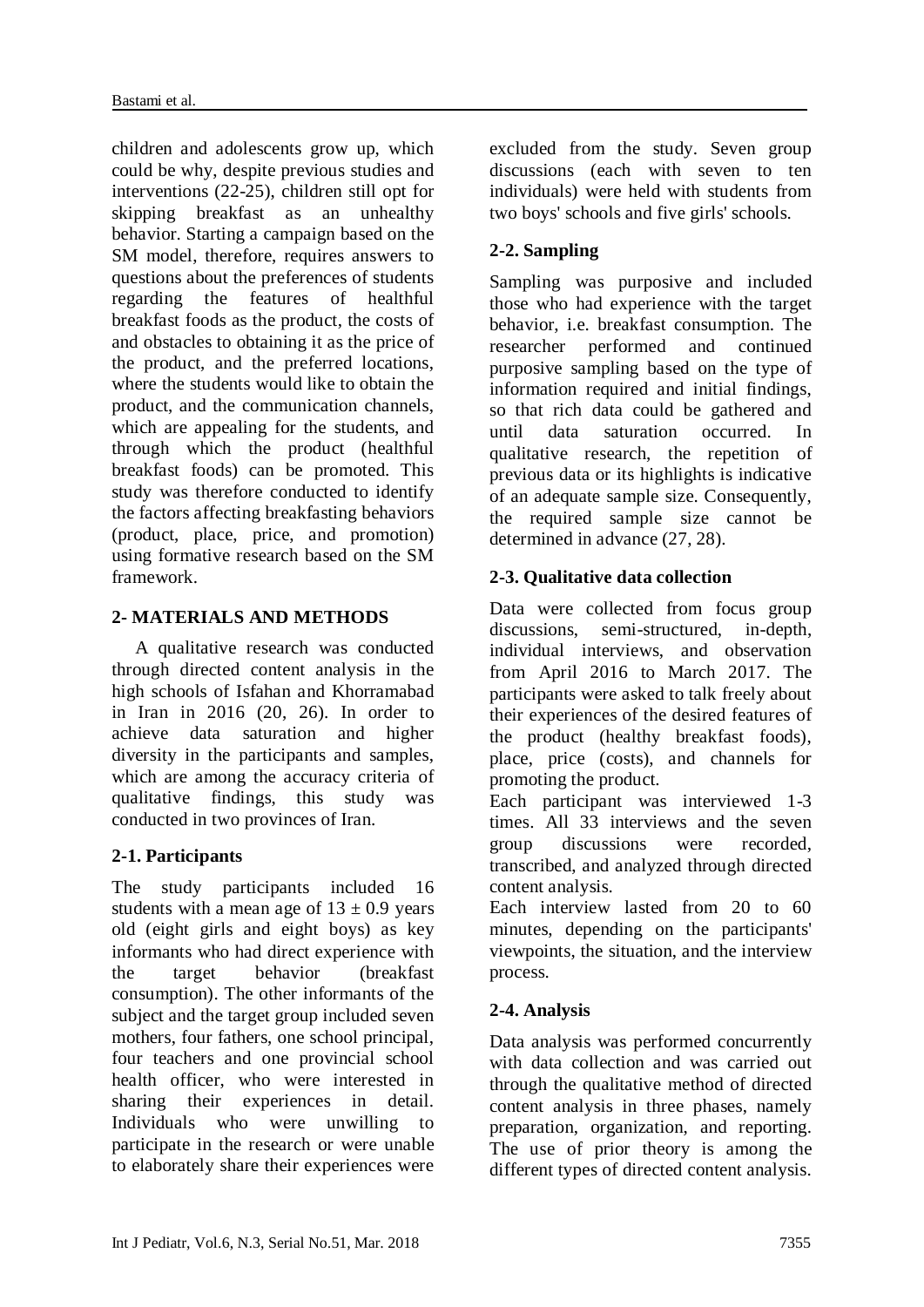children and adolescents grow up, which could be why, despite previous studies and interventions (22-25), children still opt for skipping breakfast as an unhealthy behavior. Starting a campaign based on the SM model, therefore, requires answers to questions about the preferences of students regarding the features of healthful breakfast foods as the product, the costs of and obstacles to obtaining it as the price of the product, and the preferred locations, where the students would like to obtain the product, and the communication channels, which are appealing for the students, and through which the product (healthful breakfast foods) can be promoted. This study was therefore conducted to identify the factors affecting breakfasting behaviors (product, place, price, and promotion) using formative research based on the SM framework.

## 2- MATERIALS AND METHODS

A qualitative research was conducted through directed content analysis in the high schools of Isfahan and Khorramabad in Iran in 2016 (20, 26). In order to achieve data saturation and higher diversity in the participants and samples, which are among the accuracy criteria of qualitative findings, this study was conducted in two provinces of Iran.

### 2-1. Participants

The study participants included 16 students with a mean age of $13 \pm 0.9$ years old (eight girls and eight boys) as key informants who had direct experience with the target behavior (breakfast consumption). The other informants of the subject and the target group included seven mothers, four fathers, one school principal, four teachers and one provincial school health officer, who were interested in sharing their experiences in detail. Individuals who were unwilling to participate in the research or were unable to elaborately share their experiences were excluded from the study. Seven group discussions (each with seven to ten individuals) were held with students from two boys' schools and five girls' schools.

### 2-2. Sampling

Sampling was purposive and included those who had experience with the target behavior, i.e. breakfast consumption. The researcher performed and continued purposive sampling based on the type of information required and initial findings, so that rich data could be gathered and until data saturation occurred. In qualitative research, the repetition of previous data or its highlights is indicative of an adequate sample size. Consequently, the required sample size cannot be determined in advance (27, 28).

### 2-3. Qualitative data collection

Data were collected from focus group discussions, semi-structured, in-depth, individual interviews, and observation from April 2016 to March 2017. The participants were asked to talk freely about their experiences of the desired features of the product (healthy breakfast foods), place, price (costs), and channels for promoting the product.

Each participant was interviewed 1-3 times. All 33 interviews and the seven group discussions were recorded, transcribed, and analyzed through directed content analysis.

Each interview lasted from 20 to 60 minutes, depending on the participants' viewpoints, the situation, and the interview process.

### 2-4. Analysis

Data analysis was performed concurrently with data collection and was carried out through the qualitative method of directed content analysis in three phases, namely preparation, organization, and reporting. The use of prior theory is among the different types of directed content analysis.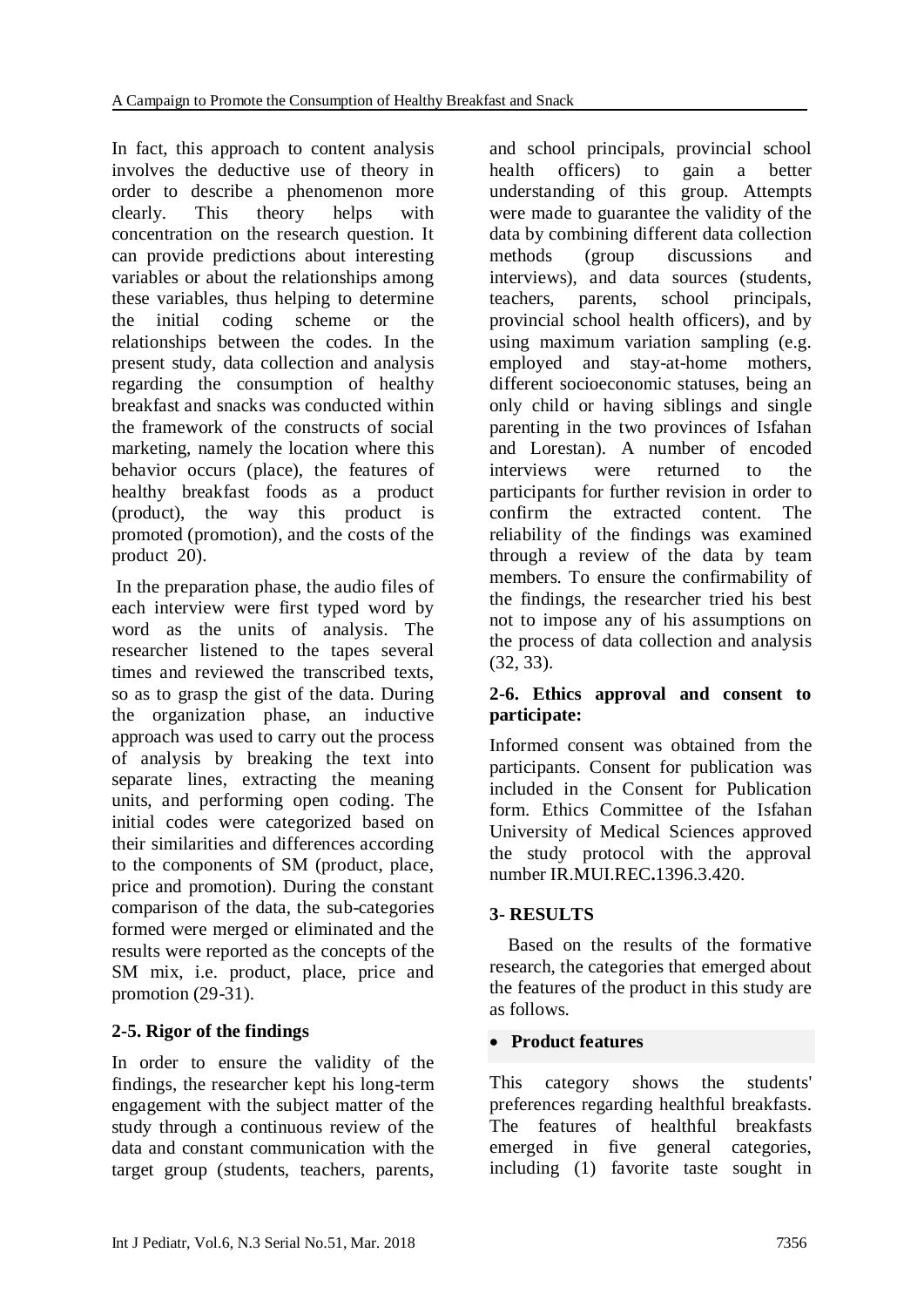In fact, this approach to content analysis involves the deductive use of theory in order to describe a phenomenon more clearly. This theory helps with concentration on the research question. It can provide predictions about interesting variables or about the relationships among these variables, thus helping to determine the initial coding scheme or the relationships between the codes. In the present study, data collection and analysis regarding the consumption of healthy breakfast and snacks was conducted within the framework of the constructs of social marketing, namely the location where this behavior occurs (place), the features of healthy breakfast foods as a product (product), the way this product is promoted (promotion), and the costs of the product 20).

In the preparation phase, the audio files of each interview were first typed word by word as the units of analysis. The researcher listened to the tapes several times and reviewed the transcribed texts, so as to grasp the gist of the data. During the organization phase, an inductive approach was used to carry out the process of analysis by breaking the text into separate lines, extracting the meaning units, and performing open coding. The initial codes were categorized based on their similarities and differences according to the components of SM (product, place, price and promotion). During the constant comparison of the data, the sub-categories formed were merged or eliminated and the results were reported as the concepts of the SM mix, i.e. product, place, price and promotion (29-31).

## 2-5. Rigor of the findings

In order to ensure the validity of the findings, the researcher kept his long-term engagement with the subject matter of the study through a continuous review of the data and constant communication with the target group (students, teachers, parents, and school principals, provincial school health officers) to gain a better understanding of this group. Attempts were made to guarantee the validity of the data by combining different data collection methods (group discussions and interviews), and data sources (students, teachers, parents, school principals, provincial school health officers), and by using maximum variation sampling (e.g. employed and stay-at-home mothers, different socioeconomic statuses, being an only child or having siblings and single parenting in the two provinces of Isfahan and Lorestan). A number of encoded interviews were returned to the participants for further revision in order to confirm the extracted content. The reliability of the findings was examined through a review of the data by team members. To ensure the confirmability of the findings, the researcher tried his best not to impose any of his assumptions on the process of data collection and analysis (32, 33).

## 2-6. Ethics approval and consent to participate:

Informed consent was obtained from the participants. Consent for publication was included in the Consent for Publication form. Ethics Committee of the Isfahan University of Medical Sciences approved the study protocol with the approval number IR.MUI.REC**.**1396.3.420.

# 3- RESULTS

Based on the results of the formative research, the categories that emerged about the features of the product in this study are as follows.

- **Product features**

This category shows the students' preferences regarding healthful breakfasts. The features of healthful breakfasts emerged in five general categories, including (1) favorite taste sought in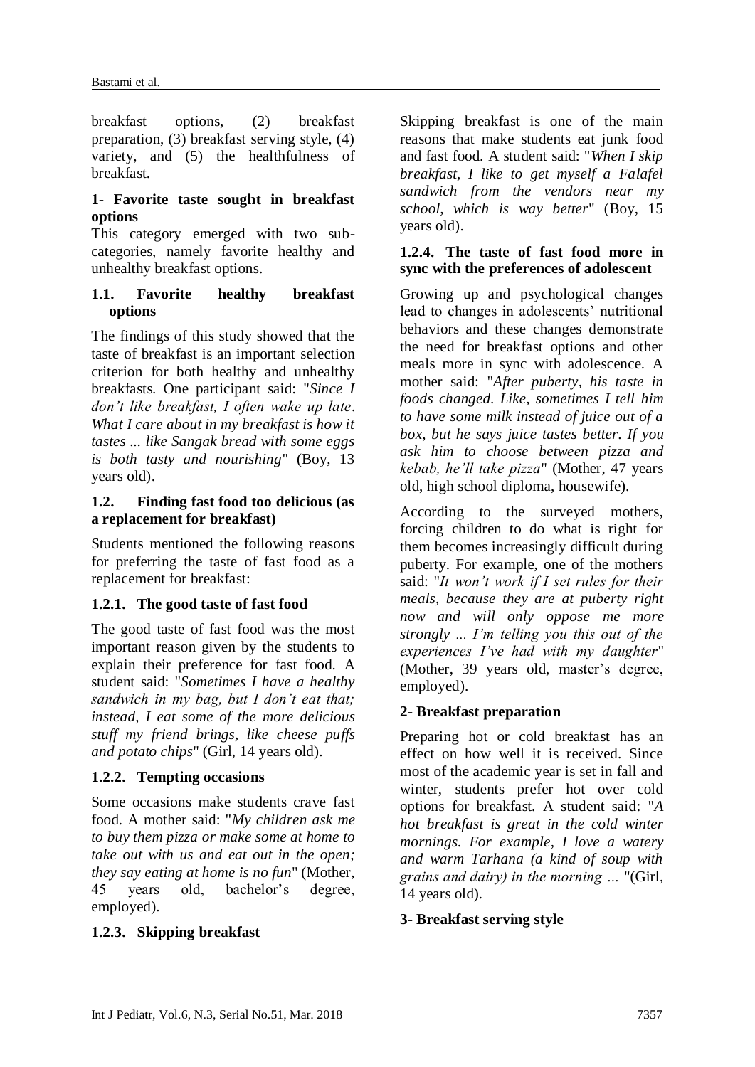breakfast options, (2) breakfast preparation, (3) breakfast serving style, (4) variety, and (5) the healthfulness of breakfast.

### 1- Favorite taste sought in breakfast options

This category emerged with two sub-categories, namely favorite healthy and unhealthy breakfast options.

#### 1.1. Favorite healthy breakfast options

The findings of this study showed that the taste of breakfast is an important selection criterion for both healthy and unhealthy breakfasts. One participant said: "*Since I don't like breakfast, I often wake up late. What I care about in my breakfast is how it tastes ... like Sangak bread with some eggs is both tasty and nourishing*" (Boy, 13 years old).

#### 1.2. Finding fast food too delicious (as a replacement for breakfast)

Students mentioned the following reasons for preferring the taste of fast food as a replacement for breakfast:

##### 1.2.1. The good taste of fast food

The good taste of fast food was the most important reason given by the students to explain their preference for fast food. A student said: "*Sometimes I have a healthy sandwich in my bag, but I don't eat that; instead, I eat some of the more delicious stuff my friend brings, like cheese puffs and potato chips*" (Girl, 14 years old).

##### 1.2.2. Tempting occasions

Some occasions make students crave fast food. A mother said: "*My children ask me to buy them pizza or make some at home to take out with us and eat out in the open; they say eating at home is no fun*" (Mother, 45 years old, bachelor's degree, employed).

##### 1.2.3. Skipping breakfast

Skipping breakfast is one of the main reasons that make students eat junk food and fast food. A student said: "*When I skip breakfast, I like to get myself a Falafel sandwich from the vendors near my school, which is way better*" (Boy, 15 years old).

##### 1.2.4. The taste of fast food more in sync with the preferences of adolescent

Growing up and psychological changes lead to changes in adolescents' nutritional behaviors and these changes demonstrate the need for breakfast options and other meals more in sync with adolescence. A mother said: "*After puberty, his taste in foods changed. Like, sometimes I tell him to have some milk instead of juice out of a box, but he says juice tastes better. If you ask him to choose between pizza and kebab, he'll take pizza*" (Mother, 47 years old, high school diploma, housewife).

According to the surveyed mothers, forcing children to do what is right for them becomes increasingly difficult during puberty. For example, one of the mothers said: "*It won't work if I set rules for their meals, because they are at puberty right now and will only oppose me more strongly ... I'm telling you this out of the experiences I've had with my daughter*" (Mother, 39 years old, master's degree, employed).

### 2- Breakfast preparation

Preparing hot or cold breakfast has an effect on how well it is received. Since most of the academic year is set in fall and winter, students prefer hot over cold options for breakfast. A student said: "*A hot breakfast is great in the cold winter mornings. For example, I love a watery and warm Tarhana (a kind of soup with grains and dairy) in the morning ...* "(Girl, 14 years old).

### 3- Breakfast serving style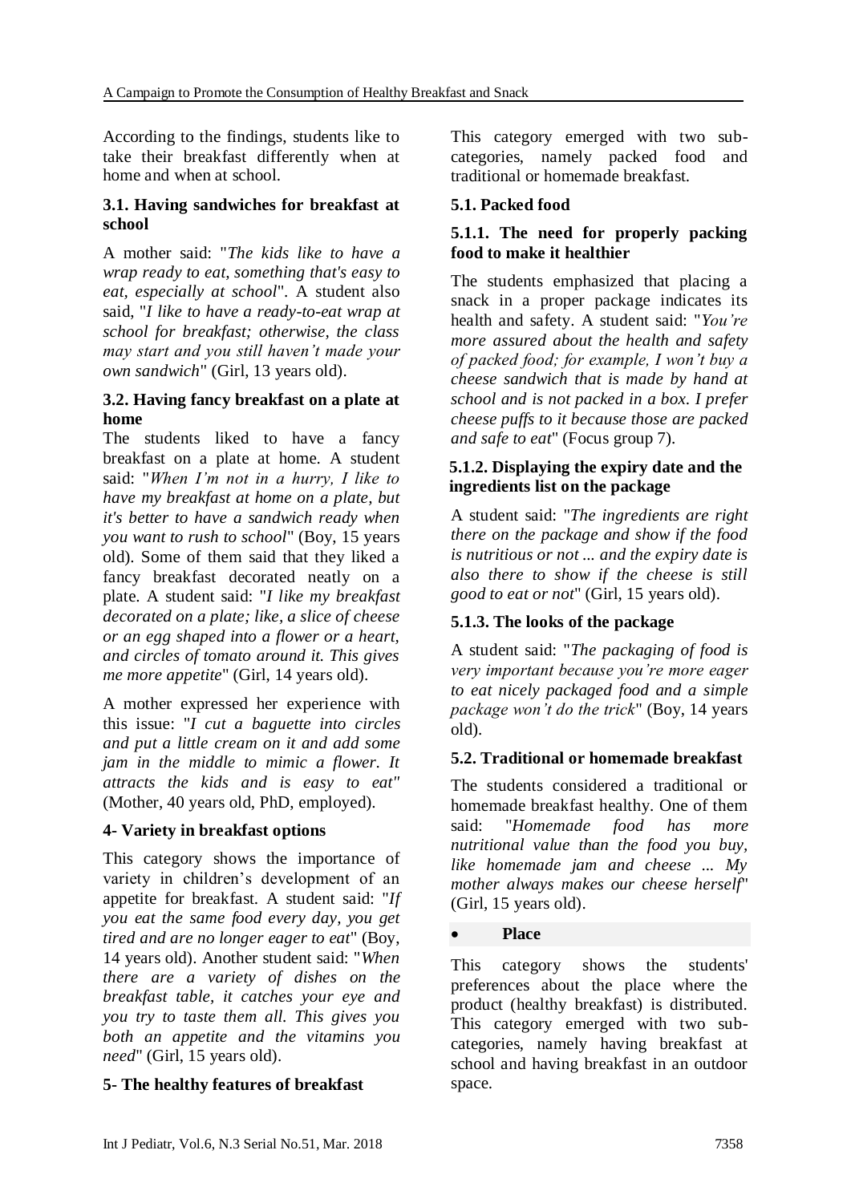According to the findings, students like to take their breakfast differently when at home and when at school.

### 3.1. Having sandwiches for breakfast at school

A mother said: "*The kids like to have a wrap ready to eat, something that's easy to eat, especially at school*". A student also said, "*I like to have a ready-to-eat wrap at school for breakfast; otherwise, the class may start and you still haven't made your own sandwich*" (Girl, 13 years old).

### 3.2. Having fancy breakfast on a plate at home

The students liked to have a fancy breakfast on a plate at home. A student said: "*When I'm not in a hurry, I like to have my breakfast at home on a plate, but it's better to have a sandwich ready when you want to rush to school*" (Boy, 15 years old). Some of them said that they liked a fancy breakfast decorated neatly on a plate. A student said: "*I like my breakfast decorated on a plate; like, a slice of cheese or an egg shaped into a flower or a heart, and circles of tomato around it. This gives me more appetite*" (Girl, 14 years old).

A mother expressed her experience with this issue: "*I cut a baguette into circles and put a little cream on it and add some jam in the middle to mimic a flower. It attracts the kids and is easy to eat"* (Mother, 40 years old, PhD, employed).

### 4- Variety in breakfast options

This category shows the importance of variety in children's development of an appetite for breakfast. A student said: "*If you eat the same food every day, you get tired and are no longer eager to eat*" (Boy, 14 years old). Another student said: "*When there are a variety of dishes on the breakfast table, it catches your eye and you try to taste them all. This gives you both an appetite and the vitamins you need*" (Girl, 15 years old).

### 5- The healthy features of breakfast

This category emerged with two sub-categories, namely packed food and traditional or homemade breakfast.

### 5.1. Packed food

#### 5.1.1. The need for properly packing food to make it healthier

The students emphasized that placing a snack in a proper package indicates its health and safety. A student said: "*You're more assured about the health and safety of packed food; for example, I won't buy a cheese sandwich that is made by hand at school and is not packed in a box. I prefer cheese puffs to it because those are packed and safe to eat*" (Focus group 7).

#### 5.1.2. Displaying the expiry date and the ingredients list on the package

A student said: "*The ingredients are right there on the package and show if the food is nutritious or not ... and the expiry date is also there to show if the cheese is still good to eat or not*" (Girl, 15 years old).

#### 5.1.3. The looks of the package

A student said: "*The packaging of food is very important because you're more eager to eat nicely packaged food and a simple package won't do the trick*" (Boy, 14 years old).

### 5.2. Traditional or homemade breakfast

The students considered a traditional or homemade breakfast healthy. One of them said: "*Homemade food has more nutritional value than the food you buy, like homemade jam and cheese ... My mother always makes our cheese herself*" (Girl, 15 years old).

- **Place**

This category shows the students' preferences about the place where the product (healthy breakfast) is distributed. This category emerged with two sub-categories, namely having breakfast at school and having breakfast in an outdoor space.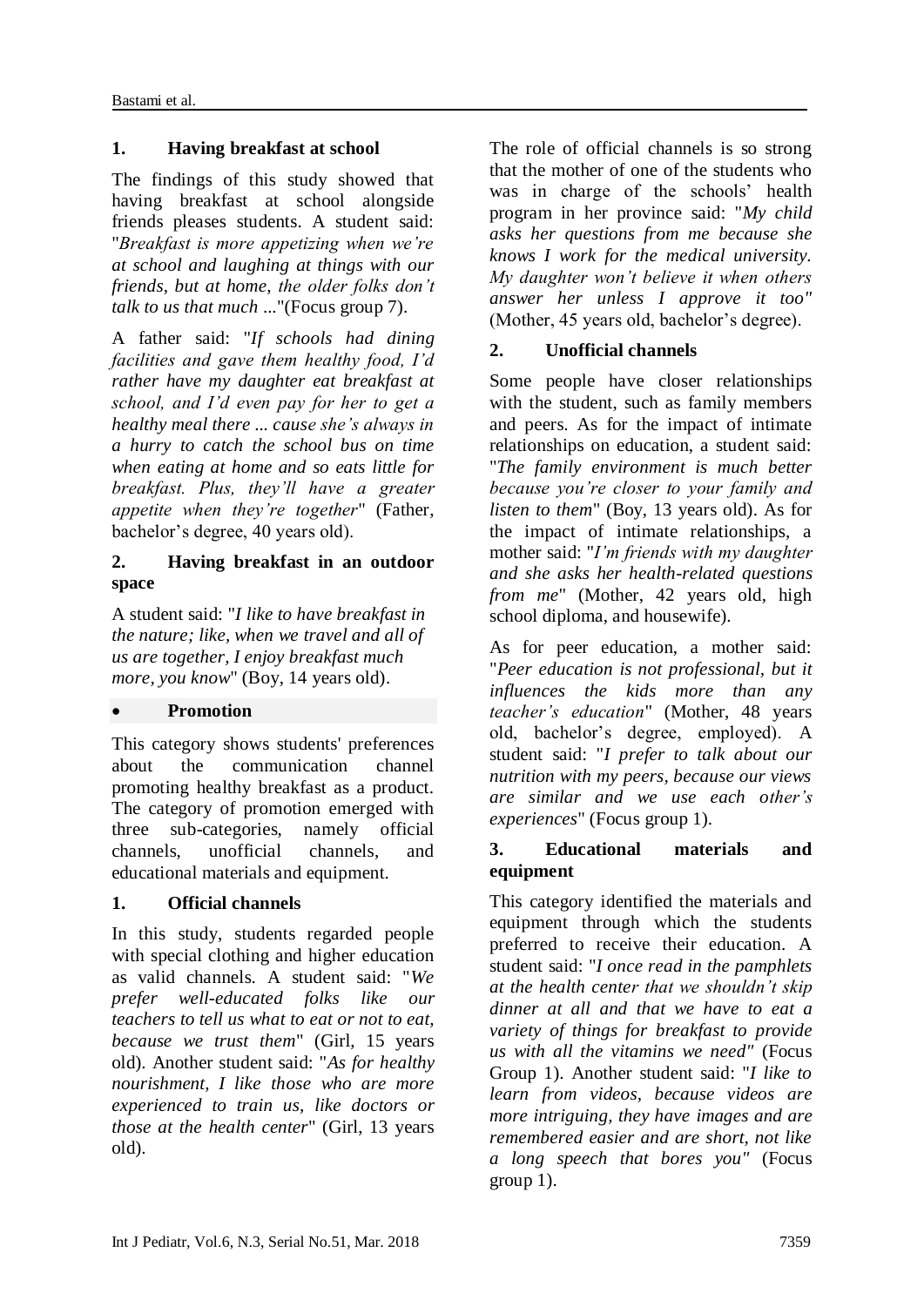#### 1. Having breakfast at school

The findings of this study showed that having breakfast at school alongside friends pleases students. A student said: "*Breakfast is more appetizing when we're at school and laughing at things with our friends, but at home, the older folks don't talk to us that much* ..."(Focus group 7).

A father said: "*If schools had dining facilities and gave them healthy food, I'd rather have my daughter eat breakfast at school, and I'd even pay for her to get a healthy meal there ... cause she's always in a hurry to catch the school bus on time when eating at home and so eats little for breakfast. Plus, they'll have a greater appetite when they're together*" (Father, bachelor's degree, 40 years old).

#### 2. Having breakfast in an outdoor space

A student said: "*I like to have breakfast in the nature; like, when we travel and all of us are together, I enjoy breakfast much more, you know*" (Boy, 14 years old).

- **Promotion**

This category shows students' preferences about the communication channel promoting healthy breakfast as a product. The category of promotion emerged with three sub-categories, namely official channels, unofficial channels, and educational materials and equipment.

#### 1. Official channels

In this study, students regarded people with special clothing and higher education as valid channels. A student said: "*We prefer well-educated folks like our teachers to tell us what to eat or not to eat, because we trust them*" (Girl, 15 years old). Another student said: "*As for healthy nourishment, I like those who are more experienced to train us, like doctors or those at the health center*" (Girl, 13 years old).

The role of official channels is so strong that the mother of one of the students who was in charge of the schools' health program in her province said: "*My child asks her questions from me because she knows I work for the medical university. My daughter won't believe it when others answer her unless I approve it too"* (Mother, 45 years old, bachelor's degree).

#### 2. Unofficial channels

Some people have closer relationships with the student, such as family members and peers. As for the impact of intimate relationships on education, a student said: "*The family environment is much better because you're closer to your family and listen to them*" (Boy, 13 years old). As for the impact of intimate relationships, a mother said: "*I'm friends with my daughter and she asks her health-related questions from me*" (Mother, 42 years old, high school diploma, and housewife).

As for peer education, a mother said: "*Peer education is not professional, but it influences the kids more than any teacher's education*" (Mother, 48 years old, bachelor's degree, employed). A student said: "*I prefer to talk about our nutrition with my peers, because our views are similar and we use each other's experiences*" (Focus group 1).

#### 3. Educational materials and equipment

This category identified the materials and equipment through which the students preferred to receive their education. A student said: "*I once read in the pamphlets at the health center that we shouldn't skip dinner at all and that we have to eat a variety of things for breakfast to provide us with all the vitamins we need"* (Focus Group 1). Another student said: "*I like to learn from videos, because videos are more intriguing, they have images and are remembered easier and are short, not like a long speech that bores you"* (Focus group 1).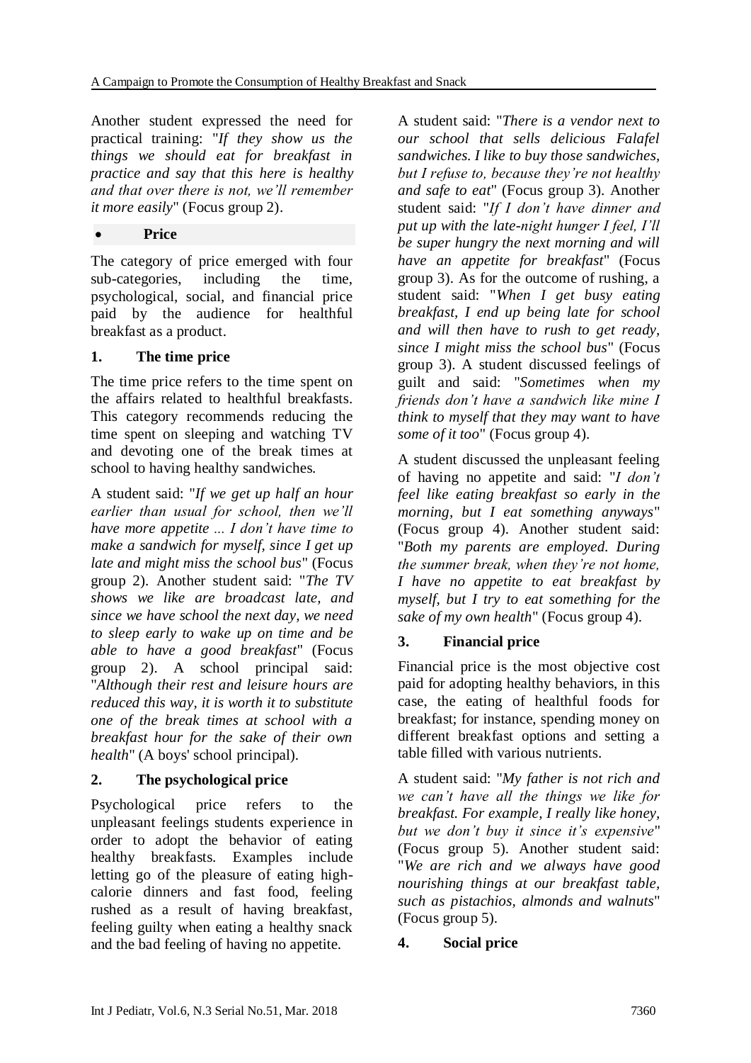Another student expressed the need for practical training: "*If they show us the things we should eat for breakfast in practice and say that this here is healthy and that over there is not, we'll remember it more easily*" (Focus group 2).

- **Price**

The category of price emerged with four sub-categories, including the time, psychological, social, and financial price paid by the audience for healthful breakfast as a product.

### 1. The time price

The time price refers to the time spent on the affairs related to healthful breakfasts. This category recommends reducing the time spent on sleeping and watching TV and devoting one of the break times at school to having healthy sandwiches.

A student said: "*If we get up half an hour earlier than usual for school, then we'll have more appetite ... I don't have time to make a sandwich for myself, since I get up late and might miss the school bus*" (Focus group 2). Another student said: "*The TV shows we like are broadcast late, and since we have school the next day, we need to sleep early to wake up on time and be able to have a good breakfast*" (Focus group 2). A school principal said: "*Although their rest and leisure hours are reduced this way, it is worth it to substitute one of the break times at school with a breakfast hour for the sake of their own health*" (A boys' school principal).

### 2. The psychological price

Psychological price refers to the unpleasant feelings students experience in order to adopt the behavior of eating healthy breakfasts. Examples include letting go of the pleasure of eating high-calorie dinners and fast food, feeling rushed as a result of having breakfast, feeling guilty when eating a healthy snack and the bad feeling of having no appetite.

A student said: "*There is a vendor next to our school that sells delicious Falafel sandwiches. I like to buy those sandwiches, but I refuse to, because they're not healthy and safe to eat*" (Focus group 3). Another student said: "*If I don't have dinner and put up with the late-night hunger I feel, I'll be super hungry the next morning and will have an appetite for breakfast*" (Focus group 3). As for the outcome of rushing, a student said: "*When I get busy eating breakfast, I end up being late for school and will then have to rush to get ready, since I might miss the school bus*" (Focus group 3). A student discussed feelings of guilt and said: "*Sometimes when my friends don't have a sandwich like mine I think to myself that they may want to have some of it too*" (Focus group 4).

A student discussed the unpleasant feeling of having no appetite and said: "*I don't feel like eating breakfast so early in the morning, but I eat something anyways*" (Focus group 4). Another student said: "*Both my parents are employed. During the summer break, when they're not home, I have no appetite to eat breakfast by myself, but I try to eat something for the sake of my own health*" (Focus group 4).

### 3. Financial price

Financial price is the most objective cost paid for adopting healthy behaviors, in this case, the eating of healthful foods for breakfast; for instance, spending money on different breakfast options and setting a table filled with various nutrients.

A student said: "*My father is not rich and we can't have all the things we like for breakfast. For example, I really like honey, but we don't buy it since it's expensive*" (Focus group 5). Another student said: "*We are rich and we always have good nourishing things at our breakfast table, such as pistachios, almonds and walnuts*" (Focus group 5).

### 4. Social price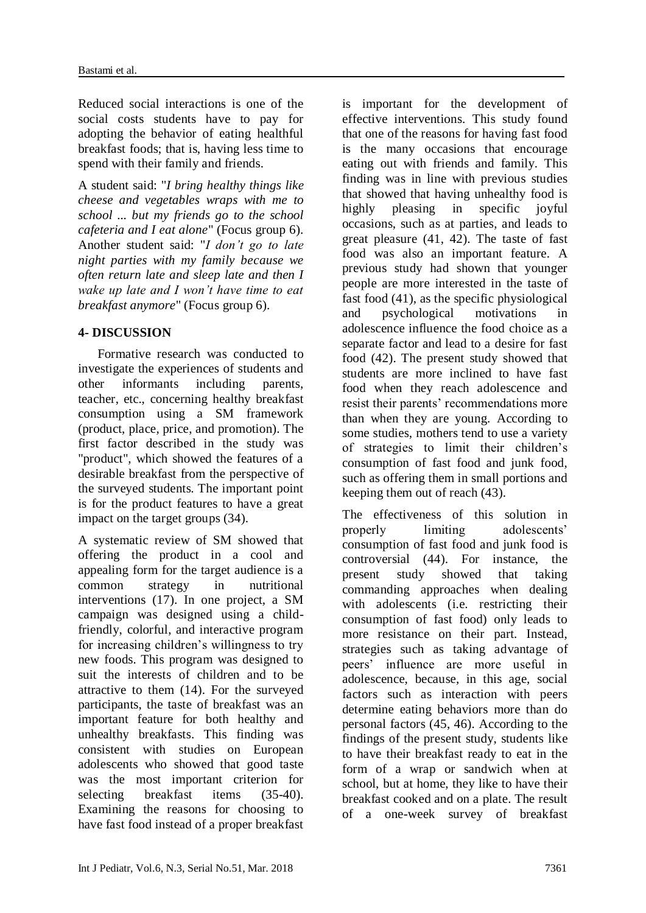Reduced social interactions is one of the social costs students have to pay for adopting the behavior of eating healthful breakfast foods; that is, having less time to spend with their family and friends.

A student said: "*I bring healthy things like cheese and vegetables wraps with me to school ... but my friends go to the school cafeteria and I eat alone*" (Focus group 6). Another student said: "*I don't go to late night parties with my family because we often return late and sleep late and then I wake up late and I won't have time to eat breakfast anymore*" (Focus group 6).

## 4- DISCUSSION

Formative research was conducted to investigate the experiences of students and other informants including parents, teacher, etc., concerning healthy breakfast consumption using a SM framework (product, place, price, and promotion). The first factor described in the study was "product", which showed the features of a desirable breakfast from the perspective of the surveyed students. The important point is for the product features to have a great impact on the target groups (34).

A systematic review of SM showed that offering the product in a cool and appealing form for the target audience is a common strategy in nutritional interventions (17). In one project, a SM campaign was designed using a child-friendly, colorful, and interactive program for increasing children's willingness to try new foods. This program was designed to suit the interests of children and to be attractive to them (14). For the surveyed participants, the taste of breakfast was an important feature for both healthy and unhealthy breakfasts. This finding was consistent with studies on European adolescents who showed that good taste was the most important criterion for selecting breakfast items (35-40). Examining the reasons for choosing to have fast food instead of a proper breakfast is important for the development of effective interventions. This study found that one of the reasons for having fast food is the many occasions that encourage eating out with friends and family. This finding was in line with previous studies that showed that having unhealthy food is highly pleasing in specific joyful occasions, such as at parties, and leads to great pleasure (41, 42). The taste of fast food was also an important feature. A previous study had shown that younger people are more interested in the taste of fast food (41), as the specific physiological and psychological motivations in adolescence influence the food choice as a separate factor and lead to a desire for fast food (42). The present study showed that students are more inclined to have fast food when they reach adolescence and resist their parents' recommendations more than when they are young. According to some studies, mothers tend to use a variety of strategies to limit their children's consumption of fast food and junk food, such as offering them in small portions and keeping them out of reach (43).

The effectiveness of this solution in properly limiting adolescents' consumption of fast food and junk food is controversial (44). For instance, the present study showed that taking commanding approaches when dealing with adolescents (i.e. restricting their consumption of fast food) only leads to more resistance on their part. Instead, strategies such as taking advantage of peers' influence are more useful in adolescence, because, in this age, social factors such as interaction with peers determine eating behaviors more than do personal factors (45, 46). According to the findings of the present study, students like to have their breakfast ready to eat in the form of a wrap or sandwich when at school, but at home, they like to have their breakfast cooked and on a plate. The result of a one-week survey of breakfast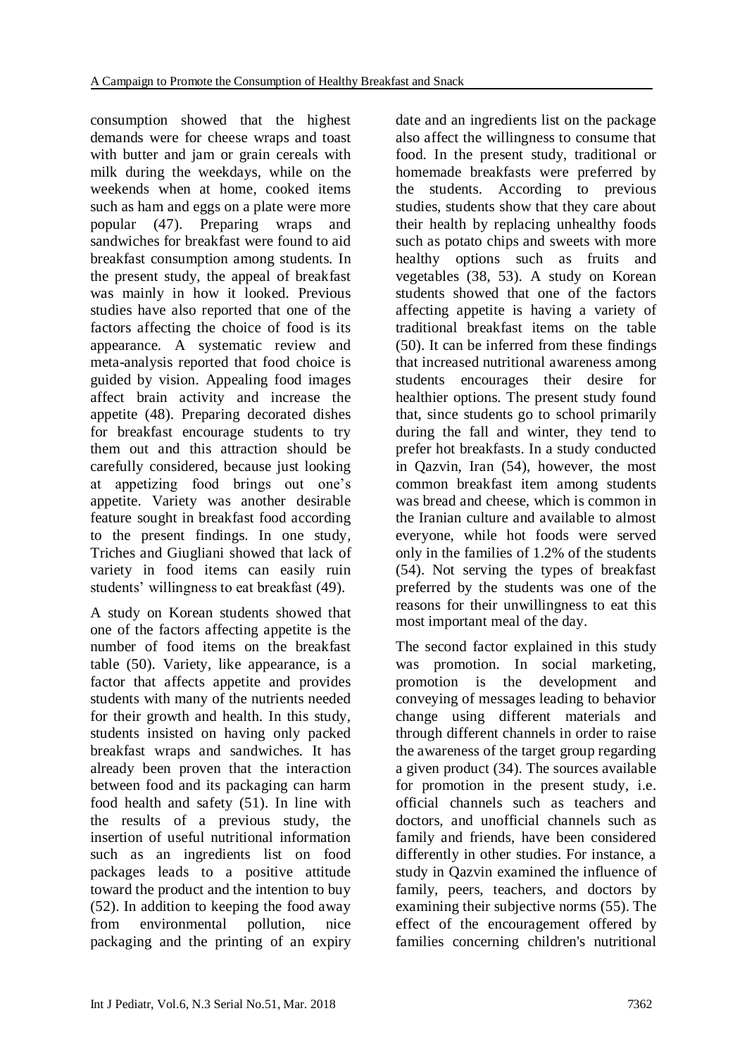consumption showed that the highest demands were for cheese wraps and toast with butter and jam or grain cereals with milk during the weekdays, while on the weekends when at home, cooked items such as ham and eggs on a plate were more popular (47). Preparing wraps and sandwiches for breakfast were found to aid breakfast consumption among students. In the present study, the appeal of breakfast was mainly in how it looked. Previous studies have also reported that one of the factors affecting the choice of food is its appearance. A systematic review and meta-analysis reported that food choice is guided by vision. Appealing food images affect brain activity and increase the appetite (48). Preparing decorated dishes for breakfast encourage students to try them out and this attraction should be carefully considered, because just looking at appetizing food brings out one's appetite. Variety was another desirable feature sought in breakfast food according to the present findings. In one study, Triches and Giugliani showed that lack of variety in food items can easily ruin students' willingness to eat breakfast (49).

A study on Korean students showed that one of the factors affecting appetite is the number of food items on the breakfast table (50). Variety, like appearance, is a factor that affects appetite and provides students with many of the nutrients needed for their growth and health. In this study, students insisted on having only packed breakfast wraps and sandwiches. It has already been proven that the interaction between food and its packaging can harm food health and safety (51). In line with the results of a previous study, the insertion of useful nutritional information such as an ingredients list on food packages leads to a positive attitude toward the product and the intention to buy (52). In addition to keeping the food away from environmental pollution, nice packaging and the printing of an expiry date and an ingredients list on the package also affect the willingness to consume that food. In the present study, traditional or homemade breakfasts were preferred by the students. According to previous studies, students show that they care about their health by replacing unhealthy foods such as potato chips and sweets with more healthy options such as fruits and vegetables (38, 53). A study on Korean students showed that one of the factors affecting appetite is having a variety of traditional breakfast items on the table (50). It can be inferred from these findings that increased nutritional awareness among students encourages their desire for healthier options. The present study found that, since students go to school primarily during the fall and winter, they tend to prefer hot breakfasts. In a study conducted in Qazvin, Iran (54), however, the most common breakfast item among students was bread and cheese, which is common in the Iranian culture and available to almost everyone, while hot foods were served only in the families of 1.2% of the students (54). Not serving the types of breakfast preferred by the students was one of the reasons for their unwillingness to eat this most important meal of the day.

The second factor explained in this study was promotion. In social marketing, promotion is the development and conveying of messages leading to behavior change using different materials and through different channels in order to raise the awareness of the target group regarding a given product (34). The sources available for promotion in the present study, i.e. official channels such as teachers and doctors, and unofficial channels such as family and friends, have been considered differently in other studies. For instance, a study in Qazvin examined the influence of family, peers, teachers, and doctors by examining their subjective norms (55). The effect of the encouragement offered by families concerning children's nutritional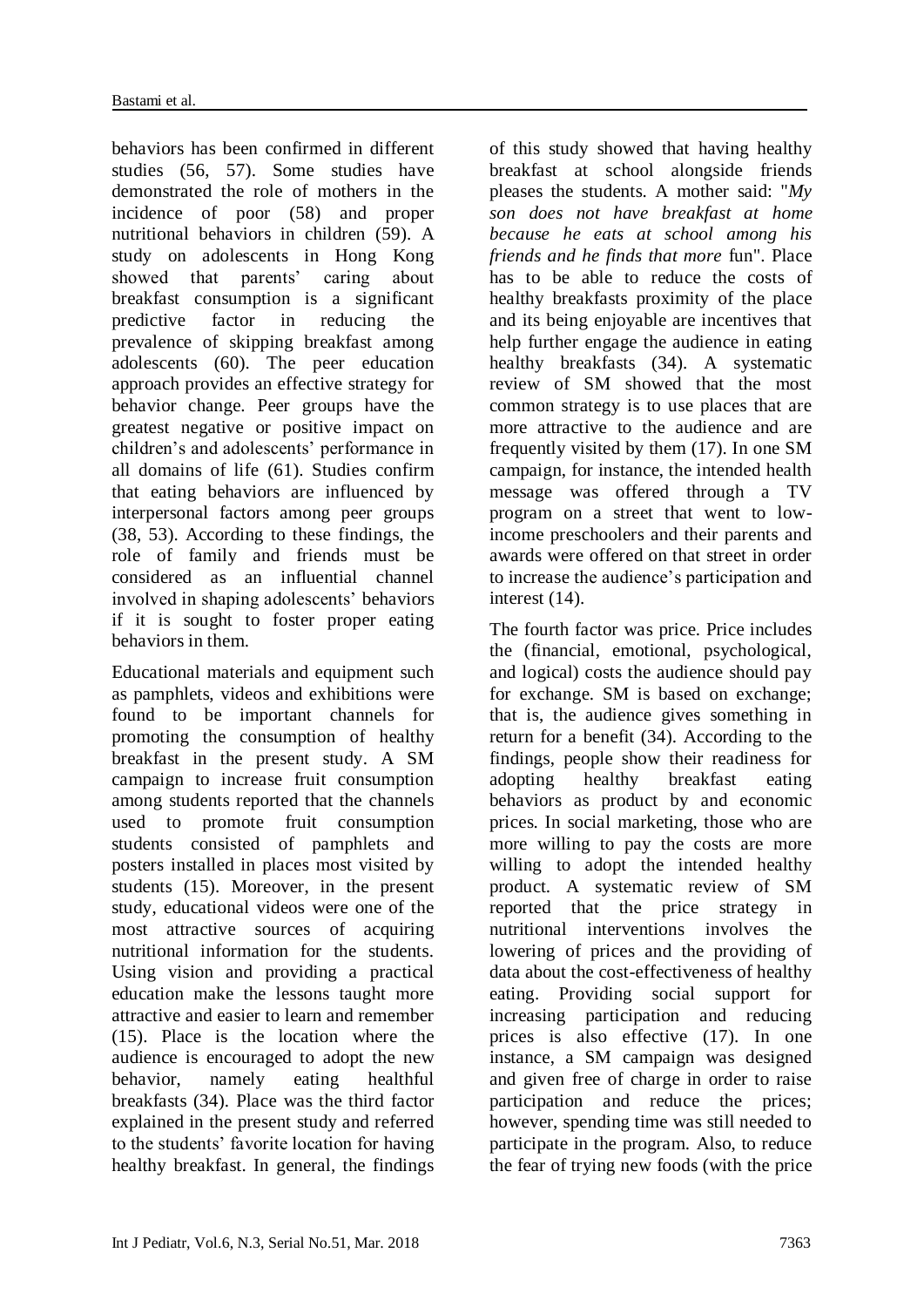behaviors has been confirmed in different studies (56, 57). Some studies have demonstrated the role of mothers in the incidence of poor (58) and proper nutritional behaviors in children (59). A study on adolescents in Hong Kong showed that parents' caring about breakfast consumption is a significant predictive factor in reducing the prevalence of skipping breakfast among adolescents (60). The peer education approach provides an effective strategy for behavior change. Peer groups have the greatest negative or positive impact on children's and adolescents' performance in all domains of life (61). Studies confirm that eating behaviors are influenced by interpersonal factors among peer groups (38, 53). According to these findings, the role of family and friends must be considered as an influential channel involved in shaping adolescents' behaviors if it is sought to foster proper eating behaviors in them.

Educational materials and equipment such as pamphlets, videos and exhibitions were found to be important channels for promoting the consumption of healthy breakfast in the present study. A SM campaign to increase fruit consumption among students reported that the channels used to promote fruit consumption students consisted of pamphlets and posters installed in places most visited by students (15). Moreover, in the present study, educational videos were one of the most attractive sources of acquiring nutritional information for the students. Using vision and providing a practical education make the lessons taught more attractive and easier to learn and remember (15). Place is the location where the audience is encouraged to adopt the new behavior, namely eating healthful breakfasts (34). Place was the third factor explained in the present study and referred to the students' favorite location for having healthy breakfast. In general, the findings of this study showed that having healthy breakfast at school alongside friends pleases the students. A mother said: "*My son does not have breakfast at home because he eats at school among his friends and he finds that more* fun". Place has to be able to reduce the costs of healthy breakfasts proximity of the place and its being enjoyable are incentives that help further engage the audience in eating healthy breakfasts (34). A systematic review of SM showed that the most common strategy is to use places that are more attractive to the audience and are frequently visited by them (17). In one SM campaign, for instance, the intended health message was offered through a TV program on a street that went to low-income preschoolers and their parents and awards were offered on that street in order to increase the audience's participation and interest (14).

The fourth factor was price. Price includes the (financial, emotional, psychological, and logical) costs the audience should pay for exchange. SM is based on exchange; that is, the audience gives something in return for a benefit (34). According to the findings, people show their readiness for adopting healthy breakfast eating behaviors as product by and economic prices. In social marketing, those who are more willing to pay the costs are more willing to adopt the intended healthy product. A systematic review of SM reported that the price strategy in nutritional interventions involves the lowering of prices and the providing of data about the cost-effectiveness of healthy eating. Providing social support for increasing participation and reducing prices is also effective (17). In one instance, a SM campaign was designed and given free of charge in order to raise participation and reduce the prices; however, spending time was still needed to participate in the program. Also, to reduce the fear of trying new foods (with the price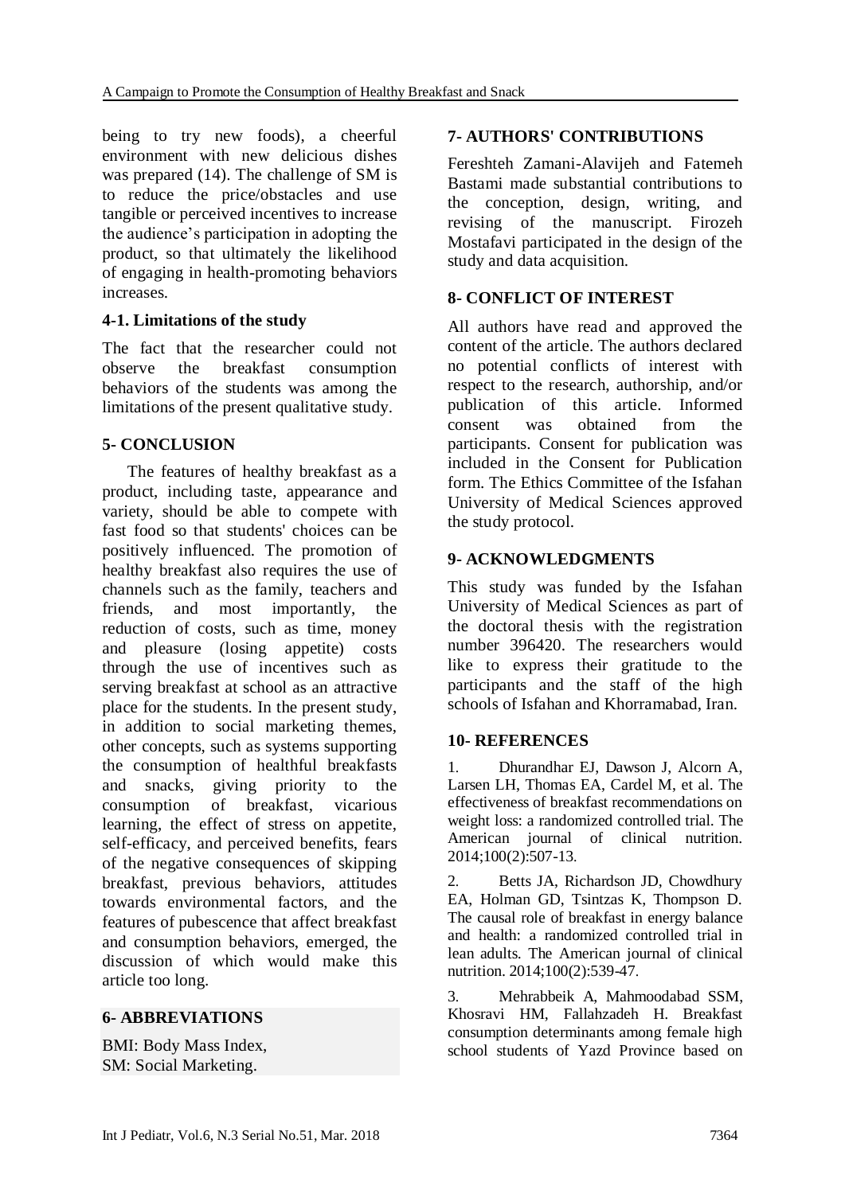being to try new foods), a cheerful environment with new delicious dishes was prepared (14). The challenge of SM is to reduce the price/obstacles and use tangible or perceived incentives to increase the audience's participation in adopting the product, so that ultimately the likelihood of engaging in health-promoting behaviors increases.

### 4-1. Limitations of the study

The fact that the researcher could not observe the breakfast consumption behaviors of the students was among the limitations of the present qualitative study.

## 5- CONCLUSION

The features of healthy breakfast as a product, including taste, appearance and variety, should be able to compete with fast food so that students' choices can be positively influenced. The promotion of healthy breakfast also requires the use of channels such as the family, teachers and friends, and most importantly, the reduction of costs, such as time, money and pleasure (losing appetite) costs through the use of incentives such as serving breakfast at school as an attractive place for the students. In the present study, in addition to social marketing themes, other concepts, such as systems supporting the consumption of healthful breakfasts and snacks, giving priority to the consumption of breakfast, vicarious learning, the effect of stress on appetite, self-efficacy, and perceived benefits, fears of the negative consequences of skipping breakfast, previous behaviors, attitudes towards environmental factors, and the features of pubescence that affect breakfast and consumption behaviors, emerged, the discussion of which would make this article too long.

## 6- ABBREVIATIONS

BMI: Body Mass Index,
SM: Social Marketing.

## 7- AUTHORS' CONTRIBUTIONS

Fereshteh Zamani-Alavijeh and Fatemeh Bastami made substantial contributions to the conception, design, writing, and revising of the manuscript. Firozeh Mostafavi participated in the design of the study and data acquisition.

## 8- CONFLICT OF INTEREST

All authors have read and approved the content of the article. The authors declared no potential conflicts of interest with respect to the research, authorship, and/or publication of this article. Informed consent was obtained from the participants. Consent for publication was included in the Consent for Publication form. The Ethics Committee of the Isfahan University of Medical Sciences approved the study protocol.

## 9- ACKNOWLEDGMENTS

This study was funded by the Isfahan University of Medical Sciences as part of the doctoral thesis with the registration number 396420. The researchers would like to express their gratitude to the participants and the staff of the high schools of Isfahan and Khorramabad, Iran.

## 10- REFERENCES

1. Dhurandhar EJ, Dawson J, Alcorn A, Larsen LH, Thomas EA, Cardel M, et al. The effectiveness of breakfast recommendations on weight loss: a randomized controlled trial. The American journal of clinical nutrition. 2014;100(2):507-13.

2. Betts JA, Richardson JD, Chowdhury EA, Holman GD, Tsintzas K, Thompson D. The causal role of breakfast in energy balance and health: a randomized controlled trial in lean adults. The American journal of clinical nutrition. 2014;100(2):539-47.

3. Mehrabbeik A, Mahmoodabad SSM, Khosravi HM, Fallahzadeh H. Breakfast consumption determinants among female high school students of Yazd Province based on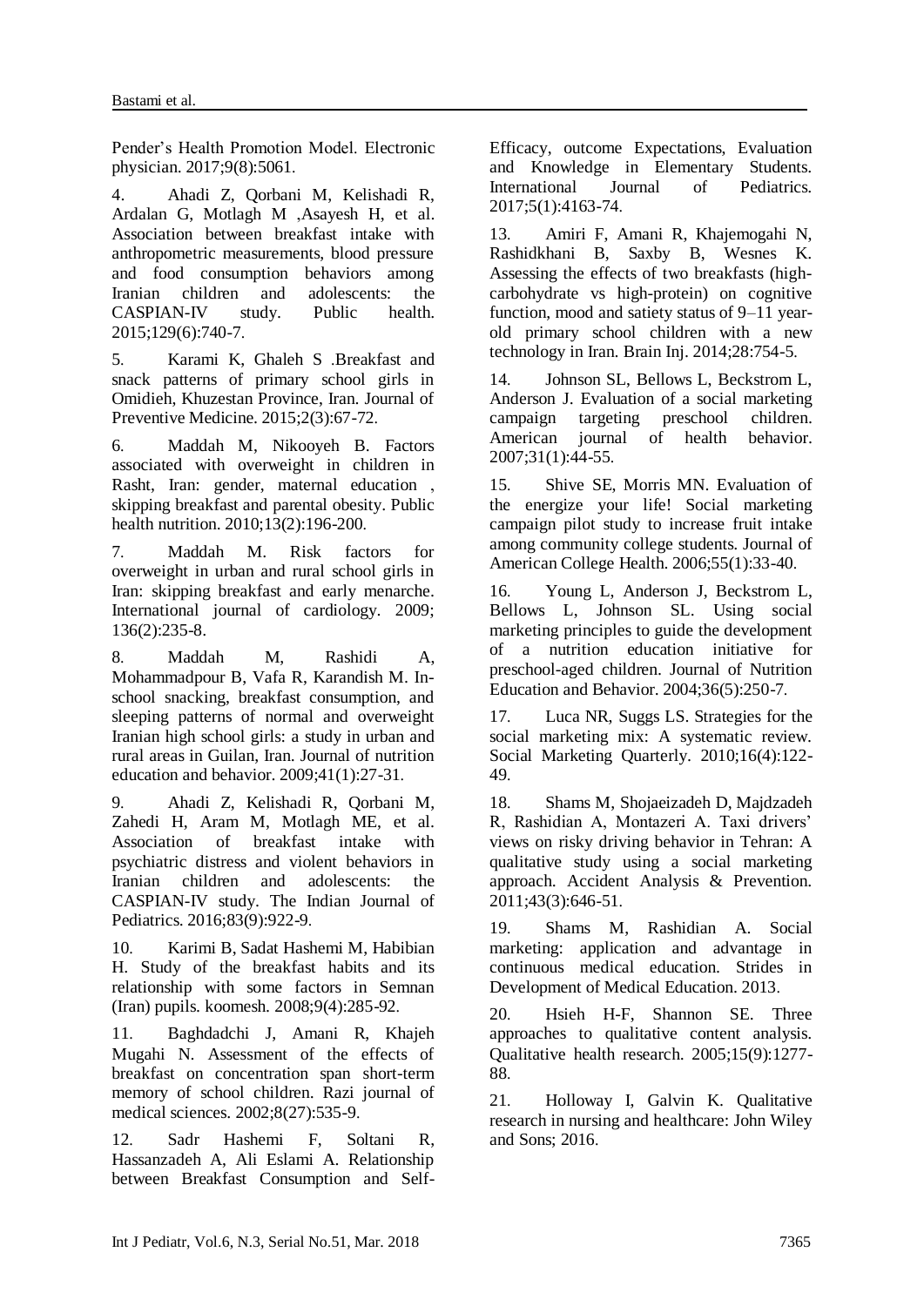Pender's Health Promotion Model. Electronic physician. 2017;9(8):5061.

4. Ahadi Z, Qorbani M, Kelishadi R, Ardalan G, Motlagh M ,Asayesh H, et al. Association between breakfast intake with anthropometric measurements, blood pressure and food consumption behaviors among Iranian children and adolescents: the CASPIAN-IV study. Public health. 2015;129(6):740-7.

5. Karami K, Ghaleh S .Breakfast and snack patterns of primary school girls in Omidieh, Khuzestan Province, Iran. Journal of Preventive Medicine. 2015;2(3):67-72.

6. Maddah M, Nikooyeh B. Factors associated with overweight in children in Rasht, Iran: gender, maternal education , skipping breakfast and parental obesity. Public health nutrition. 2010;13(2):196-200.

7. Maddah M. Risk factors for overweight in urban and rural school girls in Iran: skipping breakfast and early menarche. International journal of cardiology. 2009; 136(2):235-8.

8. Maddah M, Rashidi A, Mohammadpour B, Vafa R, Karandish M. In-school snacking, breakfast consumption, and sleeping patterns of normal and overweight Iranian high school girls: a study in urban and rural areas in Guilan, Iran. Journal of nutrition education and behavior. 2009;41(1):27-31.

9. Ahadi Z, Kelishadi R, Qorbani M, Zahedi H, Aram M, Motlagh ME, et al. Association of breakfast intake with psychiatric distress and violent behaviors in Iranian children and adolescents: the CASPIAN-IV study. The Indian Journal of Pediatrics. 2016;83(9):922-9.

10. Karimi B, Sadat Hashemi M, Habibian H. Study of the breakfast habits and its relationship with some factors in Semnan (Iran) pupils. koomesh. 2008;9(4):285-92.

11. Baghdadchi J, Amani R, Khajeh Mugahi N. Assessment of the effects of breakfast on concentration span short-term memory of school children. Razi journal of medical sciences. 2002;8(27):535-9.

12. Sadr Hashemi F, Soltani R, Hassanzadeh A, Ali Eslami A. Relationship between Breakfast Consumption and Self-Efficacy, outcome Expectations, Evaluation and Knowledge in Elementary Students. International Journal of Pediatrics. 2017;5(1):4163-74.

13. Amiri F, Amani R, Khajemogahi N, Rashidkhani B, Saxby B, Wesnes K. Assessing the effects of two breakfasts (high-carbohydrate vs high-protein) on cognitive function, mood and satiety status of 9–11 year-old primary school children with a new technology in Iran. Brain Inj. 2014;28:754-5.

14. Johnson SL, Bellows L, Beckstrom L, Anderson J. Evaluation of a social marketing campaign targeting preschool children. American journal of health behavior. 2007;31(1):44-55.

15. Shive SE, Morris MN. Evaluation of the energize your life! Social marketing campaign pilot study to increase fruit intake among community college students. Journal of American College Health. 2006;55(1):33-40.

16. Young L, Anderson J, Beckstrom L, Bellows L, Johnson SL. Using social marketing principles to guide the development of a nutrition education initiative for preschool-aged children. Journal of Nutrition Education and Behavior. 2004;36(5):250-7.

17. Luca NR, Suggs LS. Strategies for the social marketing mix: A systematic review. Social Marketing Quarterly. 2010;16(4):122-49.

18. Shams M, Shojaeizadeh D, Majdzadeh R, Rashidian A, Montazeri A. Taxi drivers' views on risky driving behavior in Tehran: A qualitative study using a social marketing approach. Accident Analysis & Prevention. 2011;43(3):646-51.

19. Shams M, Rashidian A. Social marketing: application and advantage in continuous medical education. Strides in Development of Medical Education. 2013.

20. Hsieh H-F, Shannon SE. Three approaches to qualitative content analysis. Qualitative health research. 2005;15(9):1277-88.

21. Holloway I, Galvin K. Qualitative research in nursing and healthcare: John Wiley and Sons; 2016.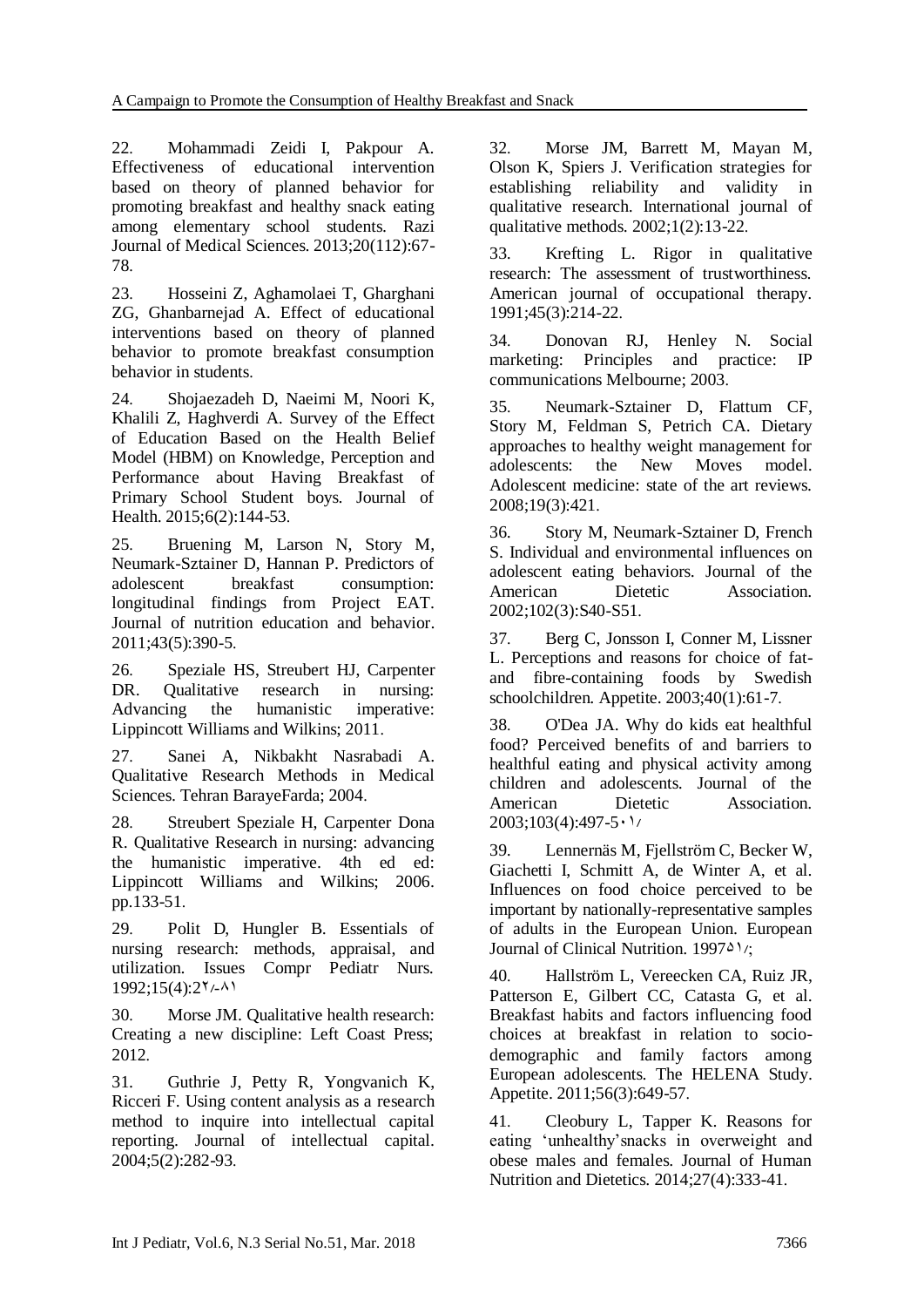22. Mohammadi Zeidi I, Pakpour A. Effectiveness of educational intervention based on theory of planned behavior for promoting breakfast and healthy snack eating among elementary school students. Razi Journal of Medical Sciences. 2013;20(112):67-78.

23. Hosseini Z, Aghamolaei T, Gharghani ZG, Ghanbarnejad A. Effect of educational interventions based on theory of planned behavior to promote breakfast consumption behavior in students.

24. Shojaezadeh D, Naeimi M, Noori K, Khalili Z, Haghverdi A. Survey of the Effect of Education Based on the Health Belief Model (HBM) on Knowledge, Perception and Performance about Having Breakfast of Primary School Student boys. Journal of Health. 2015;6(2):144-53.

25. Bruening M, Larson N, Story M, Neumark-Sztainer D, Hannan P. Predictors of adolescent breakfast consumption: longitudinal findings from Project EAT. Journal of nutrition education and behavior. 2011;43(5):390-5.

26. Speziale HS, Streubert HJ, Carpenter DR. Qualitative research in nursing: Advancing the humanistic imperative: Lippincott Williams and Wilkins; 2011.

27. Sanei A, Nikbakht Nasrabadi A. Qualitative Research Methods in Medical Sciences. Tehran BarayeFarda; 2004.

28. Streubert Speziale H, Carpenter Dona R. Qualitative Research in nursing: advancing the humanistic imperative. 4th ed ed: Lippincott Williams and Wilkins; 2006. pp.133-51.

29. Polit D, Hungler B. Essentials of nursing research: methods, appraisal, and utilization. Issues Compr Pediatr Nurs. 1992;15(4):2۷-۸۱

30. Morse JM. Qualitative health research: Creating a new discipline: Left Coast Press; 2012.

31. Guthrie J, Petty R, Yongvanich K, Ricceri F. Using content analysis as a research method to inquire into intellectual capital reporting. Journal of intellectual capital. 2004;5(2):282-93.

32. Morse JM, Barrett M, Mayan M, Olson K, Spiers J. Verification strategies for establishing reliability and validity in qualitative research. International journal of qualitative methods. 2002;1(2):13-22.

33. Krefting L. Rigor in qualitative research: The assessment of trustworthiness. American journal of occupational therapy. 1991;45(3):214-22.

34. Donovan RJ, Henley N. Social marketing: Principles and practice: IP communications Melbourne; 2003.

35. Neumark-Sztainer D, Flattum CF, Story M, Feldman S, Petrich CA. Dietary approaches to healthy weight management for adolescents: the New Moves model. Adolescent medicine: state of the art reviews. 2008;19(3):421.

36. Story M, Neumark-Sztainer D, French S. Individual and environmental influences on adolescent eating behaviors. Journal of the American Dietetic Association. 2002;102(3):S40-S51.

37. Berg C, Jonsson I, Conner M, Lissner L. Perceptions and reasons for choice of fat- and fibre-containing foods by Swedish schoolchildren. Appetite. 2003;40(1):61-7.

38. O'Dea JA. Why do kids eat healthful food? Perceived benefits of and barriers to healthful eating and physical activity among children and adolescents. Journal of the American Dietetic Association. 2003;103(4):497-5۰۱/

39. Lennernäs M, Fjellström C, Becker W, Giachetti I, Schmitt A, de Winter A, et al. Influences on food choice perceived to be important by nationally-representative samples of adults in the European Union. European Journal of Clinical Nutrition. 1997۵۱/;

40. Hallström L, Vereecken CA, Ruiz JR, Patterson E, Gilbert CC, Catasta G, et al. Breakfast habits and factors influencing food choices at breakfast in relation to socio-demographic and family factors among European adolescents. The HELENA Study. Appetite. 2011;56(3):649-57.

41. Cleobury L, Tapper K. Reasons for eating 'unhealthy'snacks in overweight and obese males and females. Journal of Human Nutrition and Dietetics. 2014;27(4):333-41.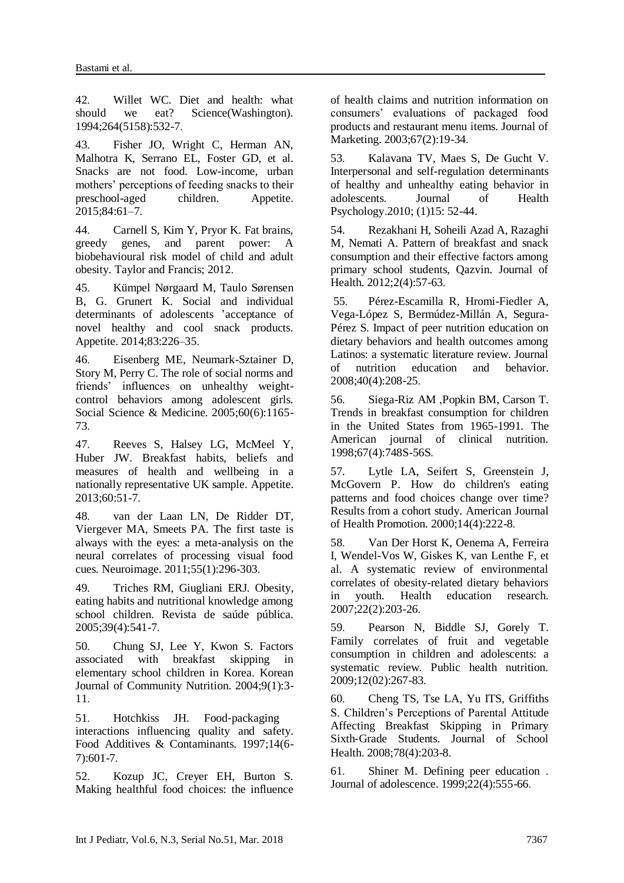42. Willet WC. Diet and health: what should we eat? Science(Washington). 1994;264(5158):532-7.

43. Fisher JO, Wright C, Herman AN, Malhotra K, Serrano EL, Foster GD, et al. Snacks are not food. Low-income, urban mothers' perceptions of feeding snacks to their preschool-aged children. Appetite. 2015;84:61–7.

44. Carnell S, Kim Y, Pryor K. Fat brains, greedy genes, and parent power: A biobehavioural risk model of child and adult obesity. Taylor and Francis; 2012.

45. Kümpel Nørgaard M, Taulo Sørensen B, G. Grunert K. Social and individual determinants of adolescents 'acceptance of novel healthy and cool snack products. Appetite. 2014;83:226–35.

46. Eisenberg ME, Neumark-Sztainer D, Story M, Perry C. The role of social norms and friends' influences on unhealthy weight-control behaviors among adolescent girls. Social Science & Medicine. 2005;60(6):1165-73.

47. Reeves S, Halsey LG, McMeel Y, Huber JW. Breakfast habits, beliefs and measures of health and wellbeing in a nationally representative UK sample. Appetite. 2013;60:51-7.

48. van der Laan LN, De Ridder DT, Viergever MA, Smeets PA. The first taste is always with the eyes: a meta-analysis on the neural correlates of processing visual food cues. Neuroimage. 2011;55(1):296-303.

49. Triches RM, Giugliani ERJ. Obesity, eating habits and nutritional knowledge among school children. Revista de saúde pública. 2005;39(4):541-7.

50. Chung SJ, Lee Y, Kwon S. Factors associated with breakfast skipping in elementary school children in Korea. Korean Journal of Community Nutrition. 2004;9(1):3-11.

51. Hotchkiss JH. Food-packaging interactions influencing quality and safety. Food Additives & Contaminants. 1997;14(6-7):601-7.

52. Kozup JC, Creyer EH, Burton S. Making healthful food choices: the influence of health claims and nutrition information on consumers' evaluations of packaged food products and restaurant menu items. Journal of Marketing. 2003;67(2):19-34.

53. Kalavana TV, Maes S, De Gucht V. Interpersonal and self-regulation determinants of healthy and unhealthy eating behavior in adolescents. Journal of Health Psychology.2010; (1)15: 52-44.

54. Rezakhani H, Soheili Azad A, Razaghi M, Nemati A. Pattern of breakfast and snack consumption and their effective factors among primary school students, Qazvin. Journal of Health. 2012;2(4):57-63.

55. Pérez-Escamilla R, Hromi-Fiedler A, Vega-López S, Bermúdez-Millán A, Segura-Pérez S. Impact of peer nutrition education on dietary behaviors and health outcomes among Latinos: a systematic literature review. Journal of nutrition education and behavior. 2008;40(4):208-25.

56. Siega-Riz AM ,Popkin BM, Carson T. Trends in breakfast consumption for children in the United States from 1965-1991. The American journal of clinical nutrition. 1998;67(4):748S-56S.

57. Lytle LA, Seifert S, Greenstein J, McGovern P. How do children's eating patterns and food choices change over time? Results from a cohort study. American Journal of Health Promotion. 2000;14(4):222-8.

58. Van Der Horst K, Oenema A, Ferreira I, Wendel-Vos W, Giskes K, van Lenthe F, et al. A systematic review of environmental correlates of obesity-related dietary behaviors in youth. Health education research. 2007;22(2):203-26.

59. Pearson N, Biddle SJ, Gorely T. Family correlates of fruit and vegetable consumption in children and adolescents: a systematic review. Public health nutrition. 2009;12(02):267-83.

60. Cheng TS, Tse LA, Yu ITS, Griffiths S. Children's Perceptions of Parental Attitude Affecting Breakfast Skipping in Primary Sixth-Grade Students. Journal of School Health. 2008;78(4):203-8.

61. Shiner M. Defining peer education . Journal of adolescence. 1999;22(4):555-66.